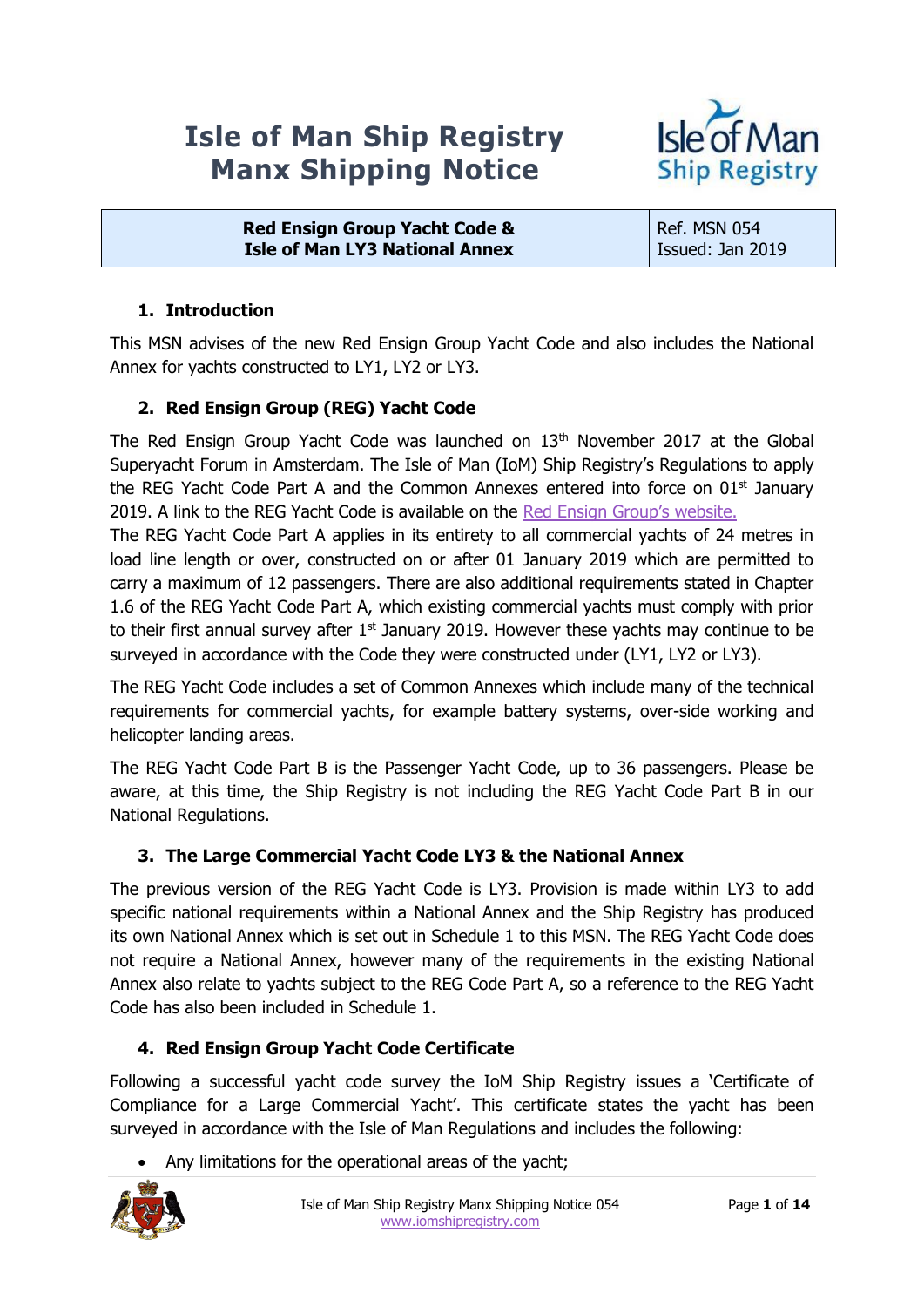# Isle of Man Ship Registry
# Manx Shipping Notice

| Red Ensign Group Yacht Code & Isle of Man LY3 National Annex | Ref. MSN 054 Issued: Jan 2019 |
|---|---|

## 1. Introduction

This MSN advises of the new Red Ensign Group Yacht Code and also includes the National Annex for yachts constructed to LY1, LY2 or LY3.

## 2. Red Ensign Group (REG) Yacht Code

The Red Ensign Group Yacht Code was launched on 13th November 2017 at the Global Superyacht Forum in Amsterdam. The Isle of Man (IoM) Ship Registry's Regulations to apply the REG Yacht Code Part A and the Common Annexes entered into force on 01st January 2019. A link to the REG Yacht Code is available on the Red Ensign Group's website.

The REG Yacht Code Part A applies in its entirety to all commercial yachts of 24 metres in load line length or over, constructed on or after 01 January 2019 which are permitted to carry a maximum of 12 passengers. There are also additional requirements stated in Chapter 1.6 of the REG Yacht Code Part A, which existing commercial yachts must comply with prior to their first annual survey after 1st January 2019. However these yachts may continue to be surveyed in accordance with the Code they were constructed under (LY1, LY2 or LY3).

The REG Yacht Code includes a set of Common Annexes which include many of the technical requirements for commercial yachts, for example battery systems, over-side working and helicopter landing areas.

The REG Yacht Code Part B is the Passenger Yacht Code, up to 36 passengers. Please be aware, at this time, the Ship Registry is not including the REG Yacht Code Part B in our National Regulations.

## 3. The Large Commercial Yacht Code LY3 & the National Annex

The previous version of the REG Yacht Code is LY3. Provision is made within LY3 to add specific national requirements within a National Annex and the Ship Registry has produced its own National Annex which is set out in Schedule 1 to this MSN. The REG Yacht Code does not require a National Annex, however many of the requirements in the existing National Annex also relate to yachts subject to the REG Code Part A, so a reference to the REG Yacht Code has also been included in Schedule 1.

## 4. Red Ensign Group Yacht Code Certificate

Following a successful yacht code survey the IoM Ship Registry issues a 'Certificate of Compliance for a Large Commercial Yacht'. This certificate states the yacht has been surveyed in accordance with the Isle of Man Regulations and includes the following:

- Any limitations for the operational areas of the yacht;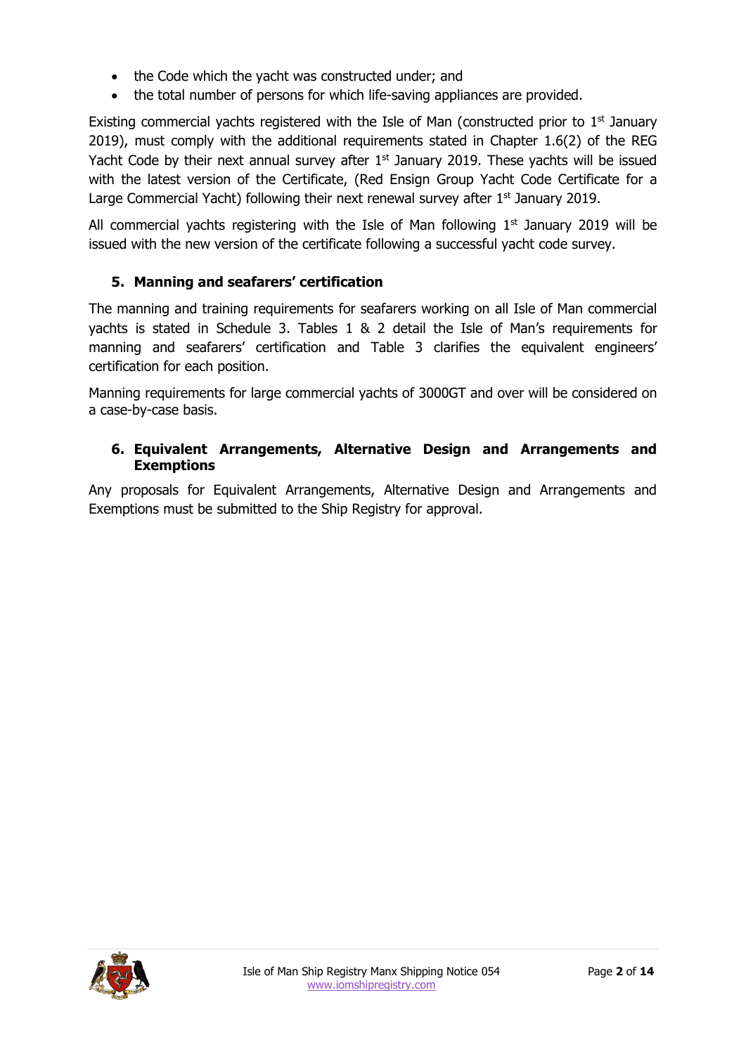- the Code which the yacht was constructed under; and
- the total number of persons for which life-saving appliances are provided.

Existing commercial yachts registered with the Isle of Man (constructed prior to 1st January 2019), must comply with the additional requirements stated in Chapter 1.6(2) of the REG Yacht Code by their next annual survey after 1st January 2019. These yachts will be issued with the latest version of the Certificate, (Red Ensign Group Yacht Code Certificate for a Large Commercial Yacht) following their next renewal survey after 1st January 2019.

All commercial yachts registering with the Isle of Man following 1st January 2019 will be issued with the new version of the certificate following a successful yacht code survey.

## 5. Manning and seafarers' certification

The manning and training requirements for seafarers working on all Isle of Man commercial yachts is stated in Schedule 3. Tables 1 & 2 detail the Isle of Man's requirements for manning and seafarers' certification and Table 3 clarifies the equivalent engineers' certification for each position.

Manning requirements for large commercial yachts of 3000GT and over will be considered on a case-by-case basis.

## 6. Equivalent Arrangements, Alternative Design and Arrangements and Exemptions

Any proposals for Equivalent Arrangements, Alternative Design and Arrangements and Exemptions must be submitted to the Ship Registry for approval.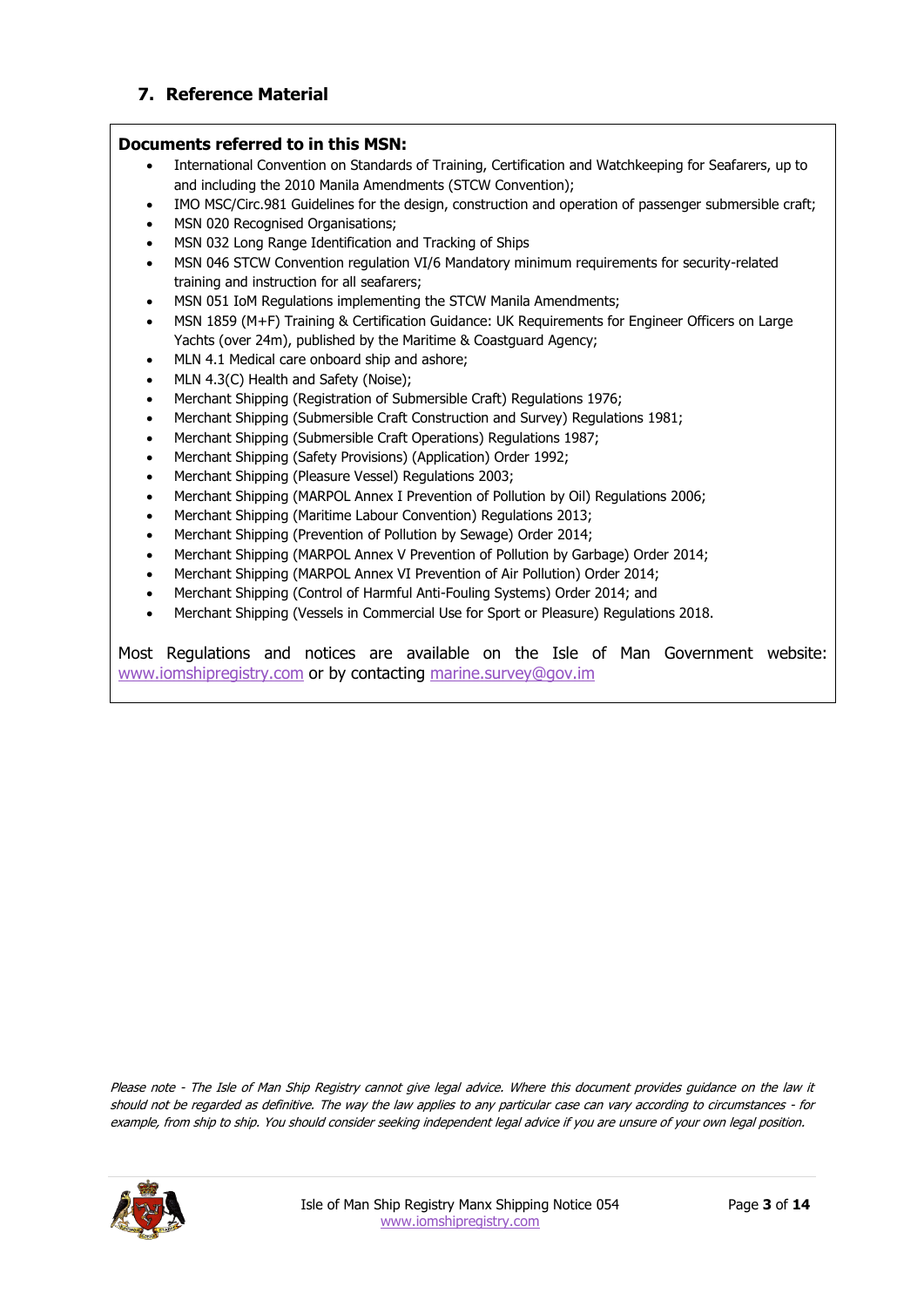## 7. Reference Material

**Documents referred to in this MSN:**

- International Convention on Standards of Training, Certification and Watchkeeping for Seafarers, up to and including the 2010 Manila Amendments (STCW Convention);
- IMO MSC/Circ.981 Guidelines for the design, construction and operation of passenger submersible craft;
- MSN 020 Recognised Organisations;
- MSN 032 Long Range Identification and Tracking of Ships
- MSN 046 STCW Convention regulation VI/6 Mandatory minimum requirements for security-related training and instruction for all seafarers;
- MSN 051 IoM Regulations implementing the STCW Manila Amendments;
- MSN 1859 (M+F) Training & Certification Guidance: UK Requirements for Engineer Officers on Large Yachts (over 24m), published by the Maritime & Coastguard Agency;
- MLN 4.1 Medical care onboard ship and ashore;
- MLN 4.3(C) Health and Safety (Noise);
- Merchant Shipping (Registration of Submersible Craft) Regulations 1976;
- Merchant Shipping (Submersible Craft Construction and Survey) Regulations 1981;
- Merchant Shipping (Submersible Craft Operations) Regulations 1987;
- Merchant Shipping (Safety Provisions) (Application) Order 1992;
- Merchant Shipping (Pleasure Vessel) Regulations 2003;
- Merchant Shipping (MARPOL Annex I Prevention of Pollution by Oil) Regulations 2006;
- Merchant Shipping (Maritime Labour Convention) Regulations 2013;
- Merchant Shipping (Prevention of Pollution by Sewage) Order 2014;
- Merchant Shipping (MARPOL Annex V Prevention of Pollution by Garbage) Order 2014;
- Merchant Shipping (MARPOL Annex VI Prevention of Air Pollution) Order 2014;
- Merchant Shipping (Control of Harmful Anti-Fouling Systems) Order 2014; and
- Merchant Shipping (Vessels in Commercial Use for Sport or Pleasure) Regulations 2018.

Most Regulations and notices are available on the Isle of Man Government website: www.iomshipregistry.com or by contacting marine.survey@gov.im

*Please note - The Isle of Man Ship Registry cannot give legal advice. Where this document provides guidance on the law it should not be regarded as definitive. The way the law applies to any particular case can vary according to circumstances - for example, from ship to ship. You should consider seeking independent legal advice if you are unsure of your own legal position.*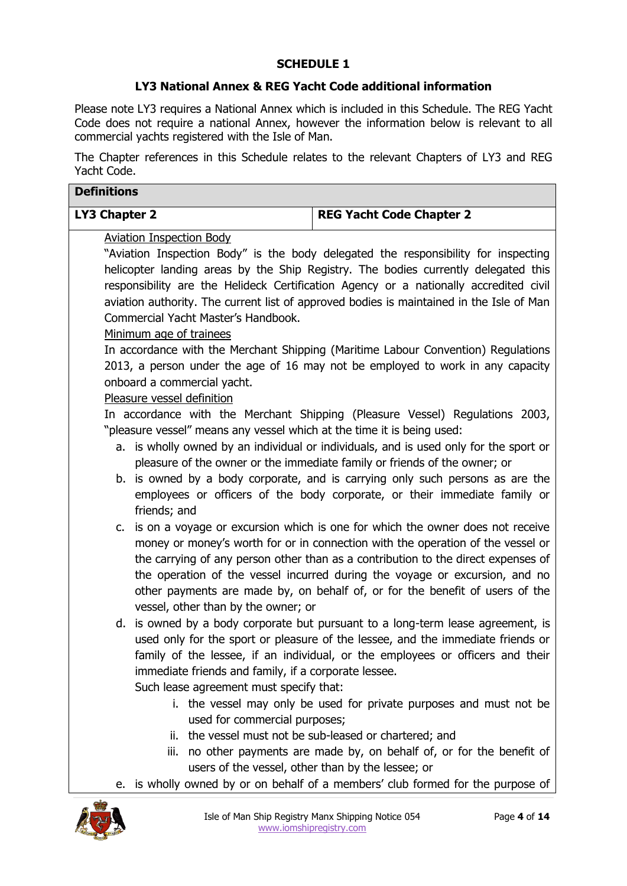## SCHEDULE 1

### LY3 National Annex & REG Yacht Code additional information

Please note LY3 requires a National Annex which is included in this Schedule. The REG Yacht Code does not require a national Annex, however the information below is relevant to all commercial yachts registered with the Isle of Man.

The Chapter references in this Schedule relates to the relevant Chapters of LY3 and REG Yacht Code.

| **Definitions** | |
|---|---|
| **LY3 Chapter 2** | **REG Yacht Code Chapter 2** |

Aviation Inspection Body

"Aviation Inspection Body" is the body delegated the responsibility for inspecting helicopter landing areas by the Ship Registry. The bodies currently delegated this responsibility are the Helideck Certification Agency or a nationally accredited civil aviation authority. The current list of approved bodies is maintained in the Isle of Man Commercial Yacht Master's Handbook.

Minimum age of trainees

In accordance with the Merchant Shipping (Maritime Labour Convention) Regulations 2013, a person under the age of 16 may not be employed to work in any capacity onboard a commercial yacht.

Pleasure vessel definition

In accordance with the Merchant Shipping (Pleasure Vessel) Regulations 2003, "pleasure vessel" means any vessel which at the time it is being used:

a. is wholly owned by an individual or individuals, and is used only for the sport or pleasure of the owner or the immediate family or friends of the owner; or
b. is owned by a body corporate, and is carrying only such persons as are the employees or officers of the body corporate, or their immediate family or friends; and
c. is on a voyage or excursion which is one for which the owner does not receive money or money's worth for or in connection with the operation of the vessel or the carrying of any person other than as a contribution to the direct expenses of the operation of the vessel incurred during the voyage or excursion, and no other payments are made by, on behalf of, or for the benefit of users of the vessel, other than by the owner; or
d. is owned by a body corporate but pursuant to a long-term lease agreement, is used only for the sport or pleasure of the lessee, and the immediate friends or family of the lessee, if an individual, or the employees or officers and their immediate friends and family, if a corporate lessee.

   Such lease agreement must specify that:

   i. the vessel may only be used for private purposes and must not be used for commercial purposes;
   ii. the vessel must not be sub-leased or chartered; and
   iii. no other payments are made by, on behalf of, or for the benefit of users of the vessel, other than by the lessee; or
e. is wholly owned by or on behalf of a members' club formed for the purpose of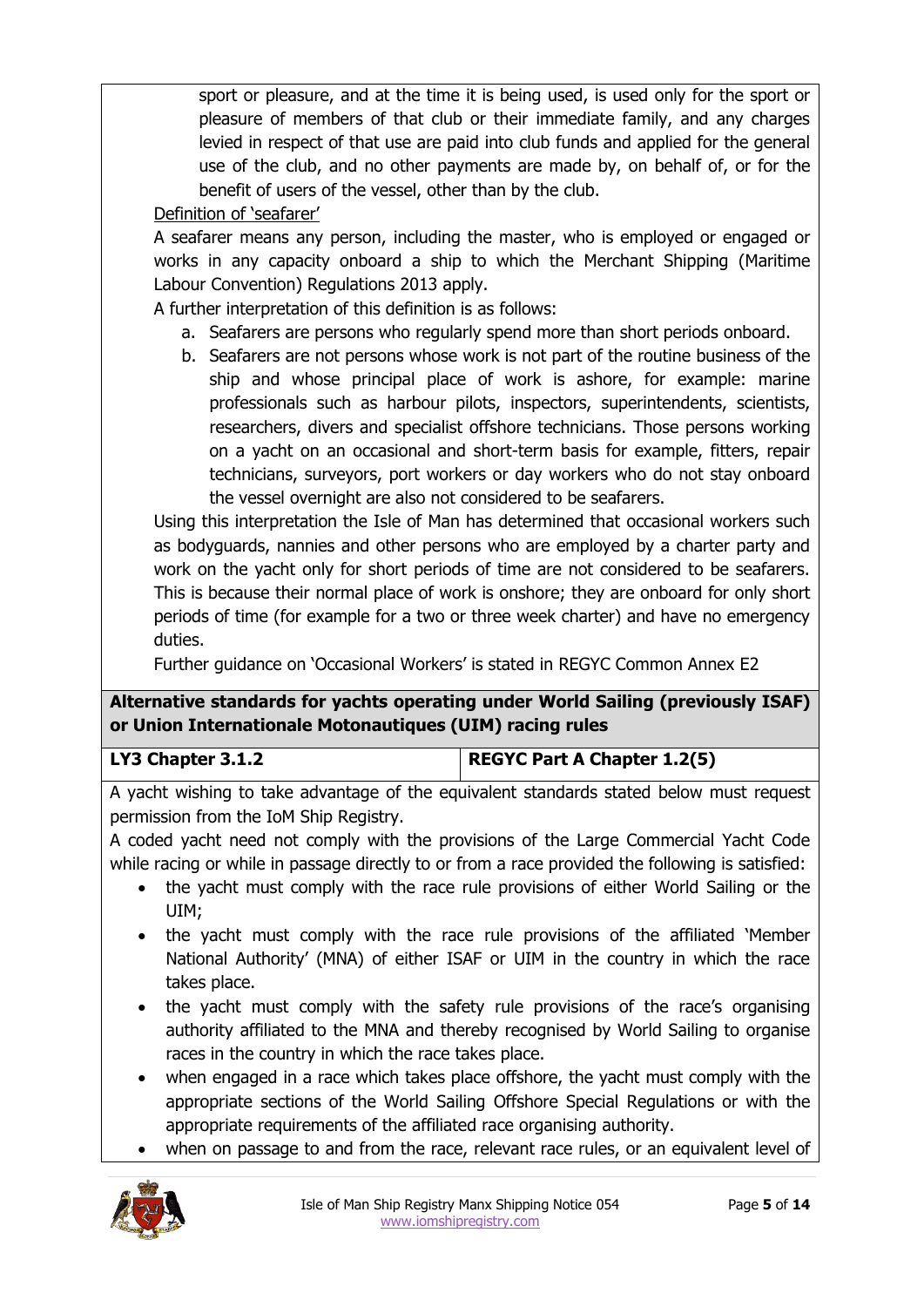sport or pleasure, and at the time it is being used, is used only for the sport or pleasure of members of that club or their immediate family, and any charges levied in respect of that use are paid into club funds and applied for the general use of the club, and no other payments are made by, on behalf of, or for the benefit of users of the vessel, other than by the club.

Definition of 'seafarer'

A seafarer means any person, including the master, who is employed or engaged or works in any capacity onboard a ship to which the Merchant Shipping (Maritime Labour Convention) Regulations 2013 apply.

A further interpretation of this definition is as follows:

a. Seafarers are persons who regularly spend more than short periods onboard.
b. Seafarers are not persons whose work is not part of the routine business of the ship and whose principal place of work is ashore, for example: marine professionals such as harbour pilots, inspectors, superintendents, scientists, researchers, divers and specialist offshore technicians. Those persons working on a yacht on an occasional and short-term basis for example, fitters, repair technicians, surveyors, port workers or day workers who do not stay onboard the vessel overnight are also not considered to be seafarers.

Using this interpretation the Isle of Man has determined that occasional workers such as bodyguards, nannies and other persons who are employed by a charter party and work on the yacht only for short periods of time are not considered to be seafarers. This is because their normal place of work is onshore; they are onboard for only short periods of time (for example for a two or three week charter) and have no emergency duties.

Further guidance on 'Occasional Workers' is stated in REGYC Common Annex E2

**Alternative standards for yachts operating under World Sailing (previously ISAF) or Union Internationale Motonautiques (UIM) racing rules**

| **LY3 Chapter 3.1.2** | **REGYC Part A Chapter 1.2(5)** |
|---|---|

A yacht wishing to take advantage of the equivalent standards stated below must request permission from the IoM Ship Registry.

A coded yacht need not comply with the provisions of the Large Commercial Yacht Code while racing or while in passage directly to or from a race provided the following is satisfied:

- the yacht must comply with the race rule provisions of either World Sailing or the UIM;
- the yacht must comply with the race rule provisions of the affiliated 'Member National Authority' (MNA) of either ISAF or UIM in the country in which the race takes place.
- the yacht must comply with the safety rule provisions of the race's organising authority affiliated to the MNA and thereby recognised by World Sailing to organise races in the country in which the race takes place.
- when engaged in a race which takes place offshore, the yacht must comply with the appropriate sections of the World Sailing Offshore Special Regulations or with the appropriate requirements of the affiliated race organising authority.
- when on passage to and from the race, relevant race rules, or an equivalent level of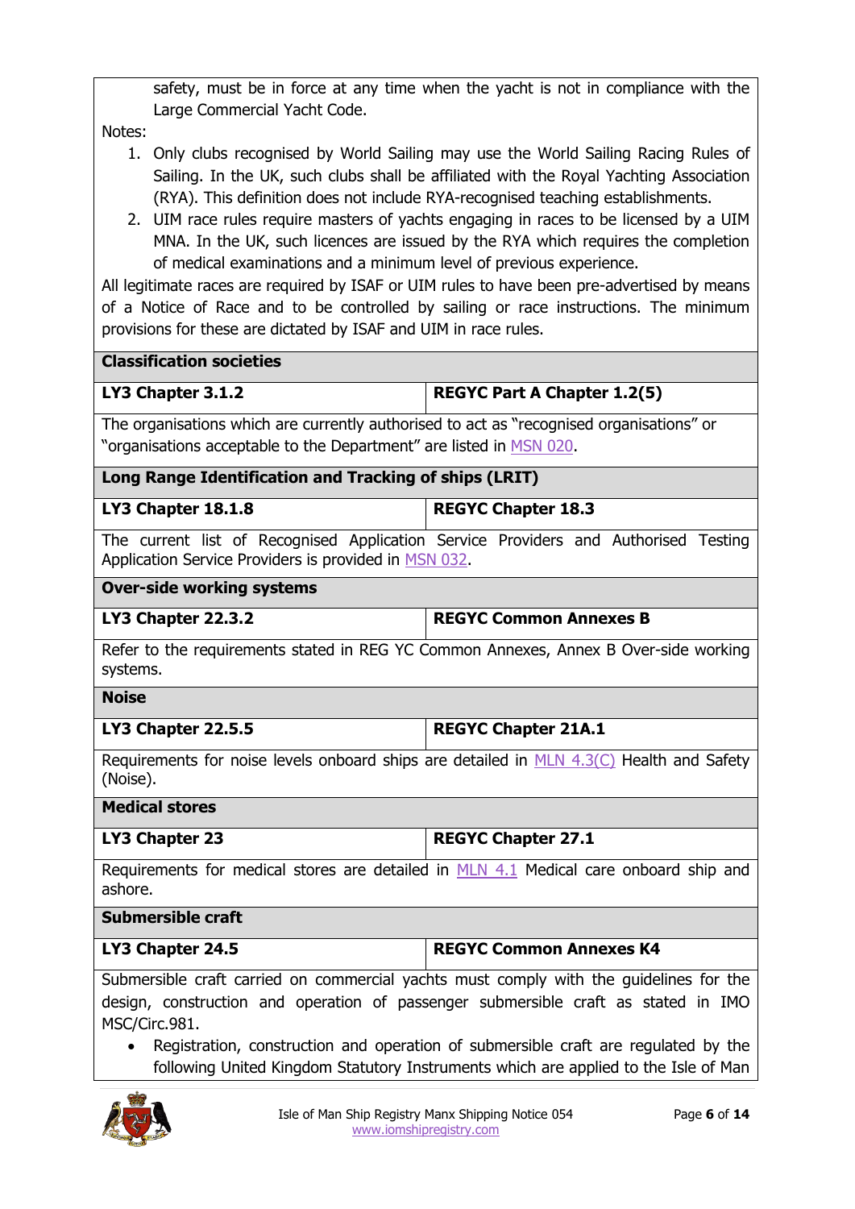safety, must be in force at any time when the yacht is not in compliance with the Large Commercial Yacht Code.

Notes:

1. Only clubs recognised by World Sailing may use the World Sailing Racing Rules of Sailing. In the UK, such clubs shall be affiliated with the Royal Yachting Association (RYA). This definition does not include RYA-recognised teaching establishments.
2. UIM race rules require masters of yachts engaging in races to be licensed by a UIM MNA. In the UK, such licences are issued by the RYA which requires the completion of medical examinations and a minimum level of previous experience.

All legitimate races are required by ISAF or UIM rules to have been pre-advertised by means of a Notice of Race and to be controlled by sailing or race instructions. The minimum provisions for these are dictated by ISAF and UIM in race rules.

| **Classification societies** | |
|---|---|
| **LY3 Chapter 3.1.2** | **REGYC Part A Chapter 1.2(5)** |
| The organisations which are currently authorised to act as "recognised organisations" or "organisations acceptable to the Department" are listed in MSN 020. | |
| **Long Range Identification and Tracking of ships (LRIT)** | |
| **LY3 Chapter 18.1.8** | **REGYC Chapter 18.3** |
| The current list of Recognised Application Service Providers and Authorised Testing Application Service Providers is provided in MSN 032. | |
| **Over-side working systems** | |
| **LY3 Chapter 22.3.2** | **REGYC Common Annexes B** |
| Refer to the requirements stated in REG YC Common Annexes, Annex B Over-side working systems. | |
| **Noise** | |
| **LY3 Chapter 22.5.5** | **REGYC Chapter 21A.1** |
| Requirements for noise levels onboard ships are detailed in MLN 4.3(C) Health and Safety (Noise). | |
| **Medical stores** | |
| **LY3 Chapter 23** | **REGYC Chapter 27.1** |
| Requirements for medical stores are detailed in MLN 4.1 Medical care onboard ship and ashore. | |
| **Submersible craft** | |
| **LY3 Chapter 24.5** | **REGYC Common Annexes K4** |
| Submersible craft carried on commercial yachts must comply with the guidelines for the design, construction and operation of passenger submersible craft as stated in IMO MSC/Circ.981. • Registration, construction and operation of submersible craft are regulated by the following United Kingdom Statutory Instruments which are applied to the Isle of Man | |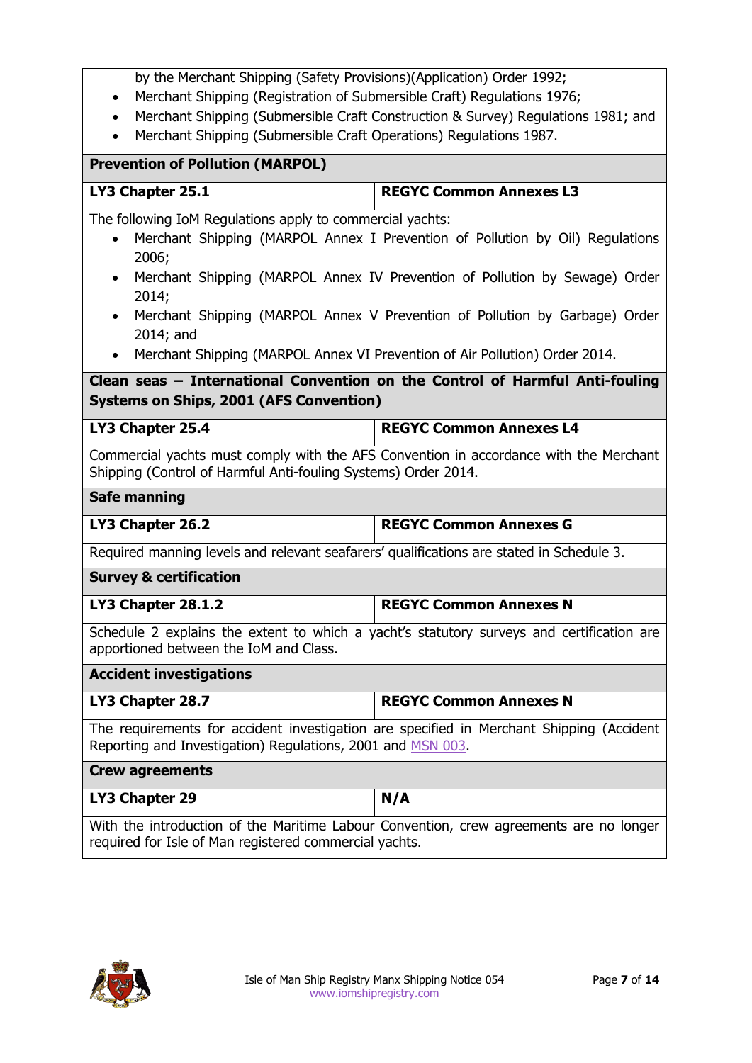by the Merchant Shipping (Safety Provisions)(Application) Order 1992;

- Merchant Shipping (Registration of Submersible Craft) Regulations 1976;
- Merchant Shipping (Submersible Craft Construction & Survey) Regulations 1981; and
- Merchant Shipping (Submersible Craft Operations) Regulations 1987.

| **Prevention of Pollution (MARPOL)** | |
|---|---|
| **LY3 Chapter 25.1** | **REGYC Common Annexes L3** |

The following IoM Regulations apply to commercial yachts:

- Merchant Shipping (MARPOL Annex I Prevention of Pollution by Oil) Regulations 2006;
- Merchant Shipping (MARPOL Annex IV Prevention of Pollution by Sewage) Order 2014;
- Merchant Shipping (MARPOL Annex V Prevention of Pollution by Garbage) Order 2014; and
- Merchant Shipping (MARPOL Annex VI Prevention of Air Pollution) Order 2014.

| **Clean seas – International Convention on the Control of Harmful Anti-fouling Systems on Ships, 2001 (AFS Convention)** | |
|---|---|
| **LY3 Chapter 25.4** | **REGYC Common Annexes L4** |

Commercial yachts must comply with the AFS Convention in accordance with the Merchant Shipping (Control of Harmful Anti-fouling Systems) Order 2014.

| **Safe manning** | |
|---|---|
| **LY3 Chapter 26.2** | **REGYC Common Annexes G** |

Required manning levels and relevant seafarers' qualifications are stated in Schedule 3.

| **Survey & certification** | |
|---|---|
| **LY3 Chapter 28.1.2** | **REGYC Common Annexes N** |

Schedule 2 explains the extent to which a yacht's statutory surveys and certification are apportioned between the IoM and Class.

| **Accident investigations** | |
|---|---|
| **LY3 Chapter 28.7** | **REGYC Common Annexes N** |

The requirements for accident investigation are specified in Merchant Shipping (Accident Reporting and Investigation) Regulations, 2001 and MSN 003.

| **Crew agreements** | |
|---|---|
| **LY3 Chapter 29** | **N/A** |

With the introduction of the Maritime Labour Convention, crew agreements are no longer required for Isle of Man registered commercial yachts.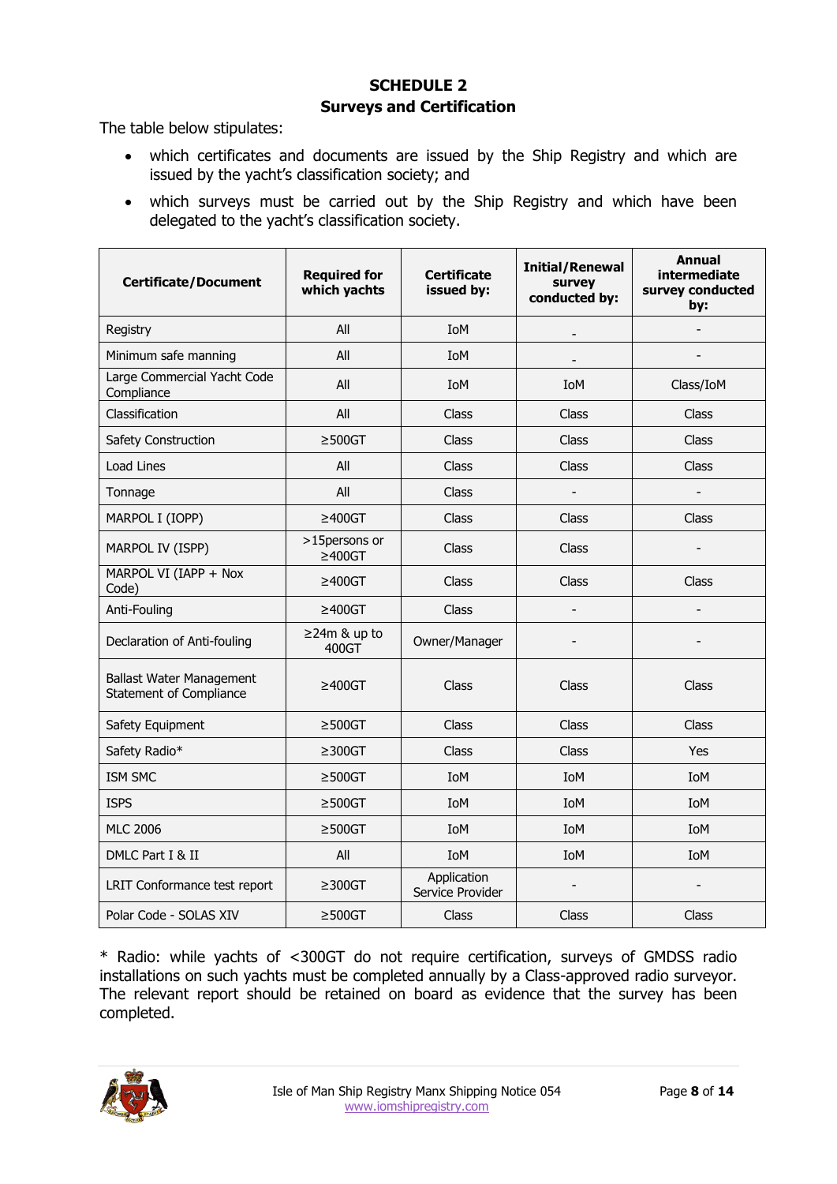# SCHEDULE 2

## Surveys and Certification

The table below stipulates:

- which certificates and documents are issued by the Ship Registry and which are issued by the yacht's classification society; and
- which surveys must be carried out by the Ship Registry and which have been delegated to the yacht's classification society.

| Certificate/Document | Required for which yachts | Certificate issued by: | Initial/Renewal survey conducted by: | Annual intermediate survey conducted by: |
|---|---|---|---|---|
| Registry | All | IoM | - | - |
| Minimum safe manning | All | IoM | - | - |
| Large Commercial Yacht Code Compliance | All | IoM | IoM | Class/IoM |
| Classification | All | Class | Class | Class |
| Safety Construction | ≥500GT | Class | Class | Class |
| Load Lines | All | Class | Class | Class |
| Tonnage | All | Class | - | - |
| MARPOL I (IOPP) | ≥400GT | Class | Class | Class |
| MARPOL IV (ISPP) | >15persons or ≥400GT | Class | Class | - |
| MARPOL VI (IAPP + Nox Code) | ≥400GT | Class | Class | Class |
| Anti-Fouling | ≥400GT | Class | - | - |
| Declaration of Anti-fouling | ≥24m & up to 400GT | Owner/Manager | - | - |
| Ballast Water Management Statement of Compliance | ≥400GT | Class | Class | Class |
| Safety Equipment | ≥500GT | Class | Class | Class |
| Safety Radio* | ≥300GT | Class | Class | Yes |
| ISM SMC | ≥500GT | IoM | IoM | IoM |
| ISPS | ≥500GT | IoM | IoM | IoM |
| MLC 2006 | ≥500GT | IoM | IoM | IoM |
| DMLC Part I & II | All | IoM | IoM | IoM |
| LRIT Conformance test report | ≥300GT | Application Service Provider | - | - |
| Polar Code - SOLAS XIV | ≥500GT | Class | Class | Class |

* Radio: while yachts of <300GT do not require certification, surveys of GMDSS radio installations on such yachts must be completed annually by a Class-approved radio surveyor. The relevant report should be retained on board as evidence that the survey has been completed.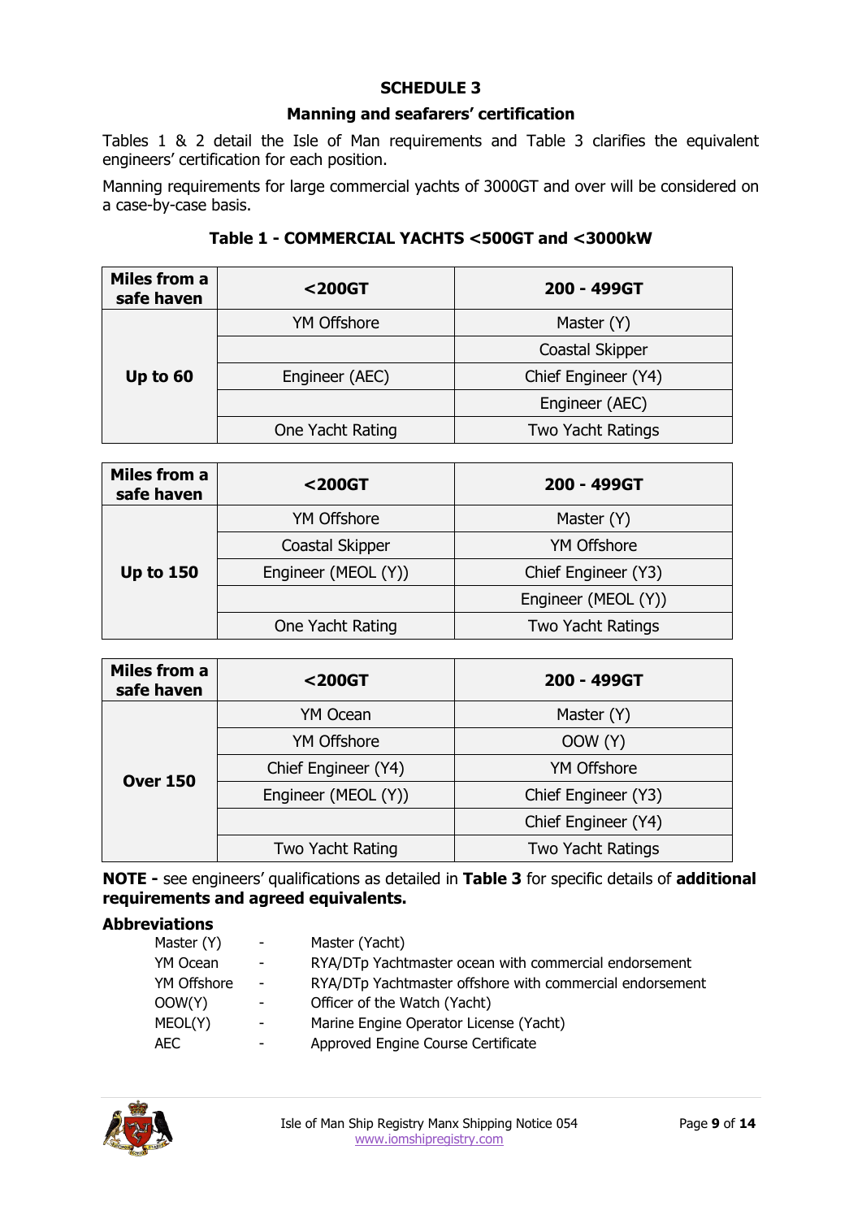# SCHEDULE 3

## Manning and seafarers' certification

Tables 1 & 2 detail the Isle of Man requirements and Table 3 clarifies the equivalent engineers' certification for each position.

Manning requirements for large commercial yachts of 3000GT and over will be considered on a case-by-case basis.

### Table 1 - COMMERCIAL YACHTS <500GT and <3000kW

| Miles from a safe haven | <200GT | 200 - 499GT |
|---|---|---|
| Up to 60 | YM Offshore | Master (Y) |
| | | Coastal Skipper |
| | Engineer (AEC) | Chief Engineer (Y4) |
| | | Engineer (AEC) |
| | One Yacht Rating | Two Yacht Ratings |

| Miles from a safe haven | <200GT | 200 - 499GT |
|---|---|---|
| Up to 150 | YM Offshore | Master (Y) |
| | Coastal Skipper | YM Offshore |
| | Engineer (MEOL (Y)) | Chief Engineer (Y3) |
| | | Engineer (MEOL (Y)) |
| | One Yacht Rating | Two Yacht Ratings |

| Miles from a safe haven | <200GT | 200 - 499GT |
|---|---|---|
| Over 150 | YM Ocean | Master (Y) |
| | YM Offshore | OOW (Y) |
| | Chief Engineer (Y4) | YM Offshore |
| | Engineer (MEOL (Y)) | Chief Engineer (Y3) |
| | | Chief Engineer (Y4) |
| | Two Yacht Rating | Two Yacht Ratings |

**NOTE -** see engineers' qualifications as detailed in **Table 3** for specific details of **additional requirements and agreed equivalents.**

**Abbreviations**

| | | |
|---|---|---|
| Master (Y) | - | Master (Yacht) |
| YM Ocean | - | RYA/DTp Yachtmaster ocean with commercial endorsement |
| YM Offshore | - | RYA/DTp Yachtmaster offshore with commercial endorsement |
| OOW(Y) | - | Officer of the Watch (Yacht) |
| MEOL(Y) | - | Marine Engine Operator License (Yacht) |
| AEC | - | Approved Engine Course Certificate |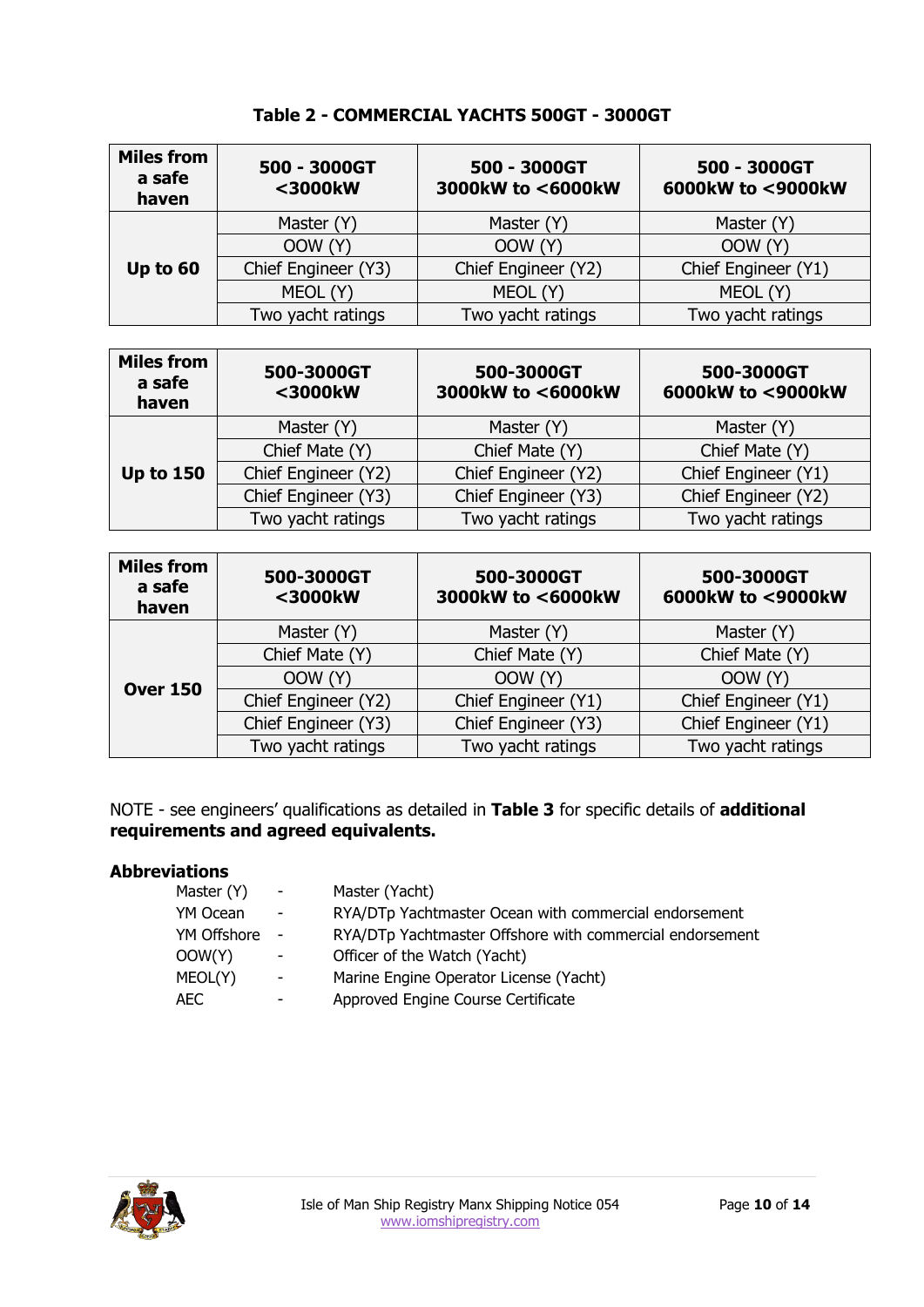### Table 2 - COMMERCIAL YACHTS 500GT - 3000GT

| Miles from a safe haven | 500 - 3000GT <3000kW | 500 - 3000GT 3000kW to <6000kW | 500 - 3000GT 6000kW to <9000kW |
|---|---|---|---|
| **Up to 60** | Master (Y) | Master (Y) | Master (Y) |
| | OOW (Y) | OOW (Y) | OOW (Y) |
| | Chief Engineer (Y3) | Chief Engineer (Y2) | Chief Engineer (Y1) |
| | MEOL (Y) | MEOL (Y) | MEOL (Y) |
| | Two yacht ratings | Two yacht ratings | Two yacht ratings |

| Miles from a safe haven | 500-3000GT <3000kW | 500-3000GT 3000kW to <6000kW | 500-3000GT 6000kW to <9000kW |
|---|---|---|---|
| **Up to 150** | Master (Y) | Master (Y) | Master (Y) |
| | Chief Mate (Y) | Chief Mate (Y) | Chief Mate (Y) |
| | Chief Engineer (Y2) | Chief Engineer (Y2) | Chief Engineer (Y1) |
| | Chief Engineer (Y3) | Chief Engineer (Y3) | Chief Engineer (Y2) |
| | Two yacht ratings | Two yacht ratings | Two yacht ratings |

| Miles from a safe haven | 500-3000GT <3000kW | 500-3000GT 3000kW to <6000kW | 500-3000GT 6000kW to <9000kW |
|---|---|---|---|
| **Over 150** | Master (Y) | Master (Y) | Master (Y) |
| | Chief Mate (Y) | Chief Mate (Y) | Chief Mate (Y) |
| | OOW (Y) | OOW (Y) | OOW (Y) |
| | Chief Engineer (Y2) | Chief Engineer (Y1) | Chief Engineer (Y1) |
| | Chief Engineer (Y3) | Chief Engineer (Y3) | Chief Engineer (Y1) |
| | Two yacht ratings | Two yacht ratings | Two yacht ratings |

NOTE - see engineers' qualifications as detailed in **Table 3** for specific details of **additional requirements and agreed equivalents.**

#### Abbreviations

| | | |
|---|---|---|
| Master (Y) | - | Master (Yacht) |
| YM Ocean | - | RYA/DTp Yachtmaster Ocean with commercial endorsement |
| YM Offshore | - | RYA/DTp Yachtmaster Offshore with commercial endorsement |
| OOW(Y) | - | Officer of the Watch (Yacht) |
| MEOL(Y) | - | Marine Engine Operator License (Yacht) |
| AEC | - | Approved Engine Course Certificate |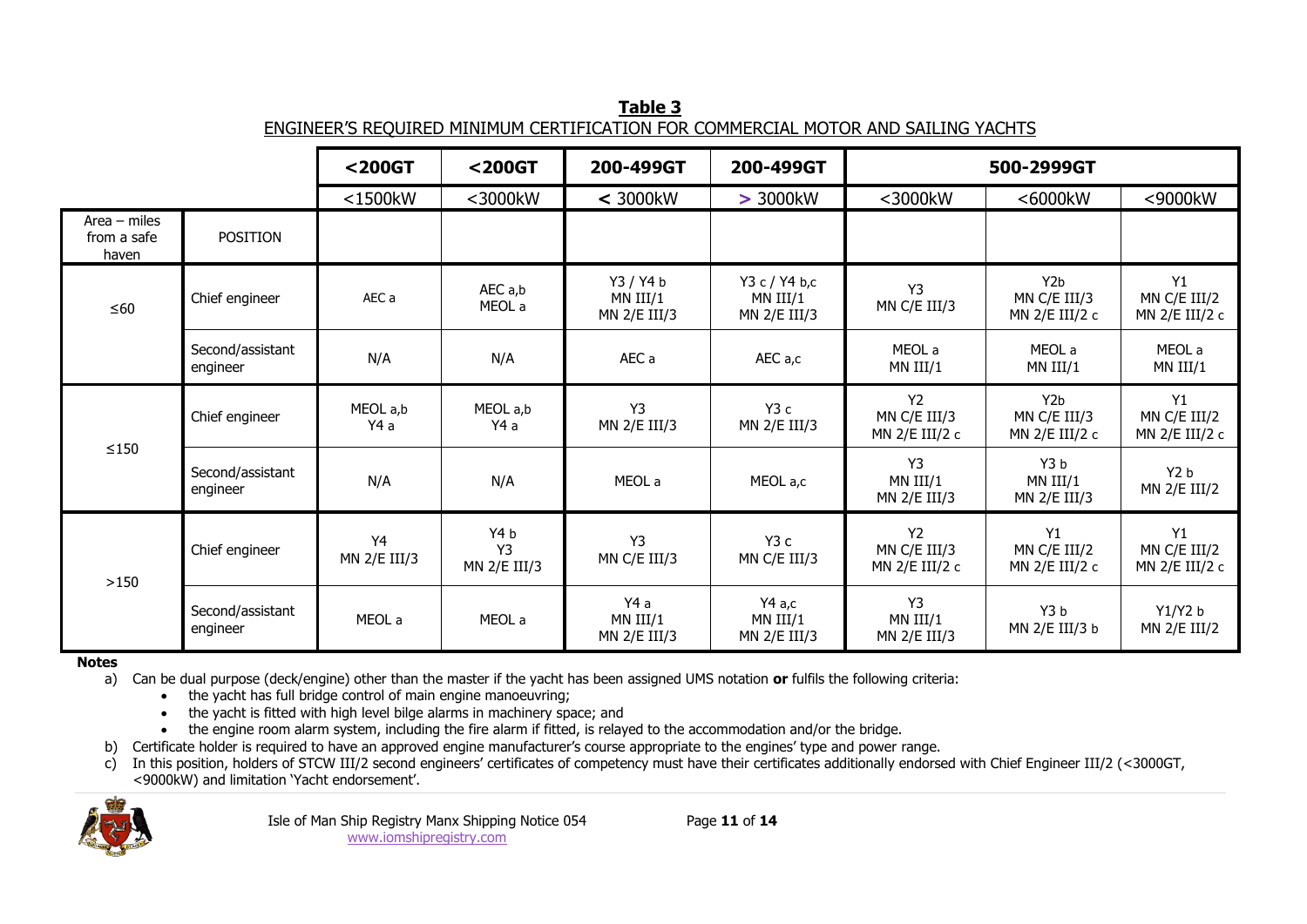**Table 3**

ENGINEER'S REQUIRED MINIMUM CERTIFICATION FOR COMMERCIAL MOTOR AND SAILING YACHTS

| | | <200GT | <200GT | 200-499GT | 200-499GT | 500-2999GT | | |
|---|---|---|---|---|---|---|---|---|
| | | <1500kW | <3000kW | < 3000kW | > 3000kW | <3000kW | <6000kW | <9000kW |
| Area – miles from a safe haven | POSITION | | | | | | | |
| ≤60 | Chief engineer | AEC a | AEC a,b MEOL a | Y3 / Y4 b MN III/1 MN 2/E III/3 | Y3 c / Y4 b,c MN III/1 MN 2/E III/3 | Y3 MN C/E III/3 | Y2b MN C/E III/3 MN 2/E III/2 c | Y1 MN C/E III/2 MN 2/E III/2 c |
| | Second/assistant engineer | N/A | N/A | AEC a | AEC a,c | MEOL a MN III/1 | MEOL a MN III/1 | MEOL a MN III/1 |
| ≤150 | Chief engineer | MEOL a,b Y4 a | MEOL a,b Y4 a | Y3 MN 2/E III/3 | Y3 c MN 2/E III/3 | Y2 MN C/E III/3 MN 2/E III/2 c | Y2b MN C/E III/3 MN 2/E III/2 c | Y1 MN C/E III/2 MN 2/E III/2 c |
| | Second/assistant engineer | N/A | N/A | MEOL a | MEOL a,c | Y3 MN III/1 MN 2/E III/3 | Y3 b MN III/1 MN 2/E III/3 | Y2 b MN 2/E III/2 |
| >150 | Chief engineer | Y4 MN 2/E III/3 | Y4 b Y3 MN 2/E III/3 | Y3 MN C/E III/3 | Y3 c MN C/E III/3 | Y2 MN C/E III/3 MN 2/E III/2 c | Y1 MN C/E III/2 MN 2/E III/2 c | Y1 MN C/E III/2 MN 2/E III/2 c |
| | Second/assistant engineer | MEOL a | MEOL a | Y4 a MN III/1 MN 2/E III/3 | Y4 a,c MN III/1 MN 2/E III/3 | Y3 MN III/1 MN 2/E III/3 | Y3 b MN 2/E III/3 b | Y1/Y2 b MN 2/E III/2 |

**Notes**

a) Can be dual purpose (deck/engine) other than the master if the yacht has been assigned UMS notation **or** fulfils the following criteria:
- the yacht has full bridge control of main engine manoeuvring;
- the yacht is fitted with high level bilge alarms in machinery space; and
- the engine room alarm system, including the fire alarm if fitted, is relayed to the accommodation and/or the bridge.

b) Certificate holder is required to have an approved engine manufacturer's course appropriate to the engines' type and power range.

c) In this position, holders of STCW III/2 second engineers' certificates of competency must have their certificates additionally endorsed with Chief Engineer III/2 (<3000GT, <9000kW) and limitation 'Yacht endorsement'.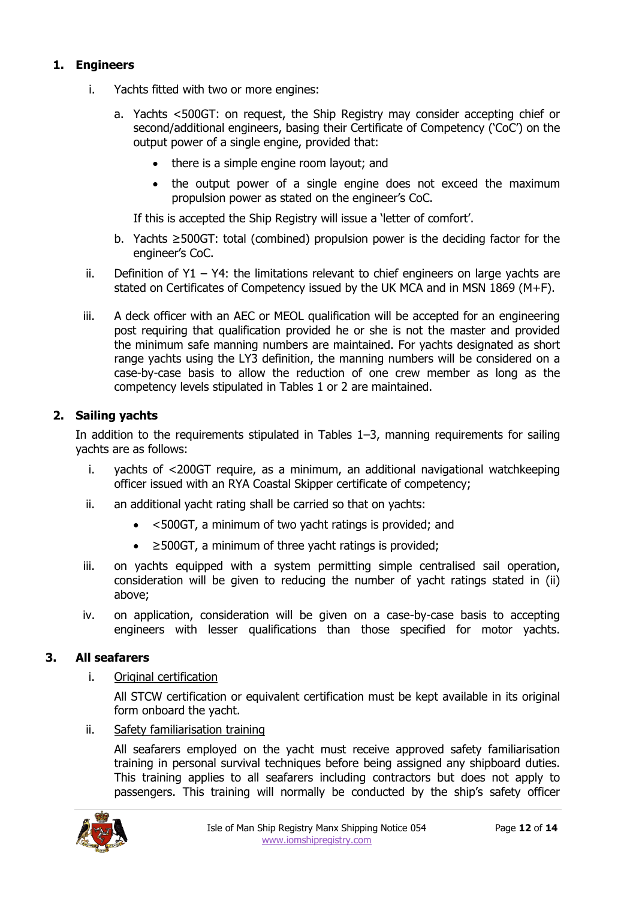## 1. Engineers

i. Yachts fitted with two or more engines:

   a. Yachts <500GT: on request, the Ship Registry may consider accepting chief or second/additional engineers, basing their Certificate of Competency ('CoC') on the output power of a single engine, provided that:

      - there is a simple engine room layout; and
      - the output power of a single engine does not exceed the maximum propulsion power as stated on the engineer's CoC.

      If this is accepted the Ship Registry will issue a 'letter of comfort'.

   b. Yachts ≥500GT: total (combined) propulsion power is the deciding factor for the engineer's CoC.

ii. Definition of Y1 – Y4: the limitations relevant to chief engineers on large yachts are stated on Certificates of Competency issued by the UK MCA and in MSN 1869 (M+F).

iii. A deck officer with an AEC or MEOL qualification will be accepted for an engineering post requiring that qualification provided he or she is not the master and provided the minimum safe manning numbers are maintained. For yachts designated as short range yachts using the LY3 definition, the manning numbers will be considered on a case-by-case basis to allow the reduction of one crew member as long as the competency levels stipulated in Tables 1 or 2 are maintained.

## 2. Sailing yachts

In addition to the requirements stipulated in Tables 1–3, manning requirements for sailing yachts are as follows:

i. yachts of <200GT require, as a minimum, an additional navigational watchkeeping officer issued with an RYA Coastal Skipper certificate of competency;

ii. an additional yacht rating shall be carried so that on yachts:

   - <500GT, a minimum of two yacht ratings is provided; and
   - ≥500GT, a minimum of three yacht ratings is provided;

iii. on yachts equipped with a system permitting simple centralised sail operation, consideration will be given to reducing the number of yacht ratings stated in (ii) above;

iv. on application, consideration will be given on a case-by-case basis to accepting engineers with lesser qualifications than those specified for motor yachts.

## 3. All seafarers

i. Original certification

   All STCW certification or equivalent certification must be kept available in its original form onboard the yacht.

ii. Safety familiarisation training

   All seafarers employed on the yacht must receive approved safety familiarisation training in personal survival techniques before being assigned any shipboard duties. This training applies to all seafarers including contractors but does not apply to passengers. This training will normally be conducted by the ship's safety officer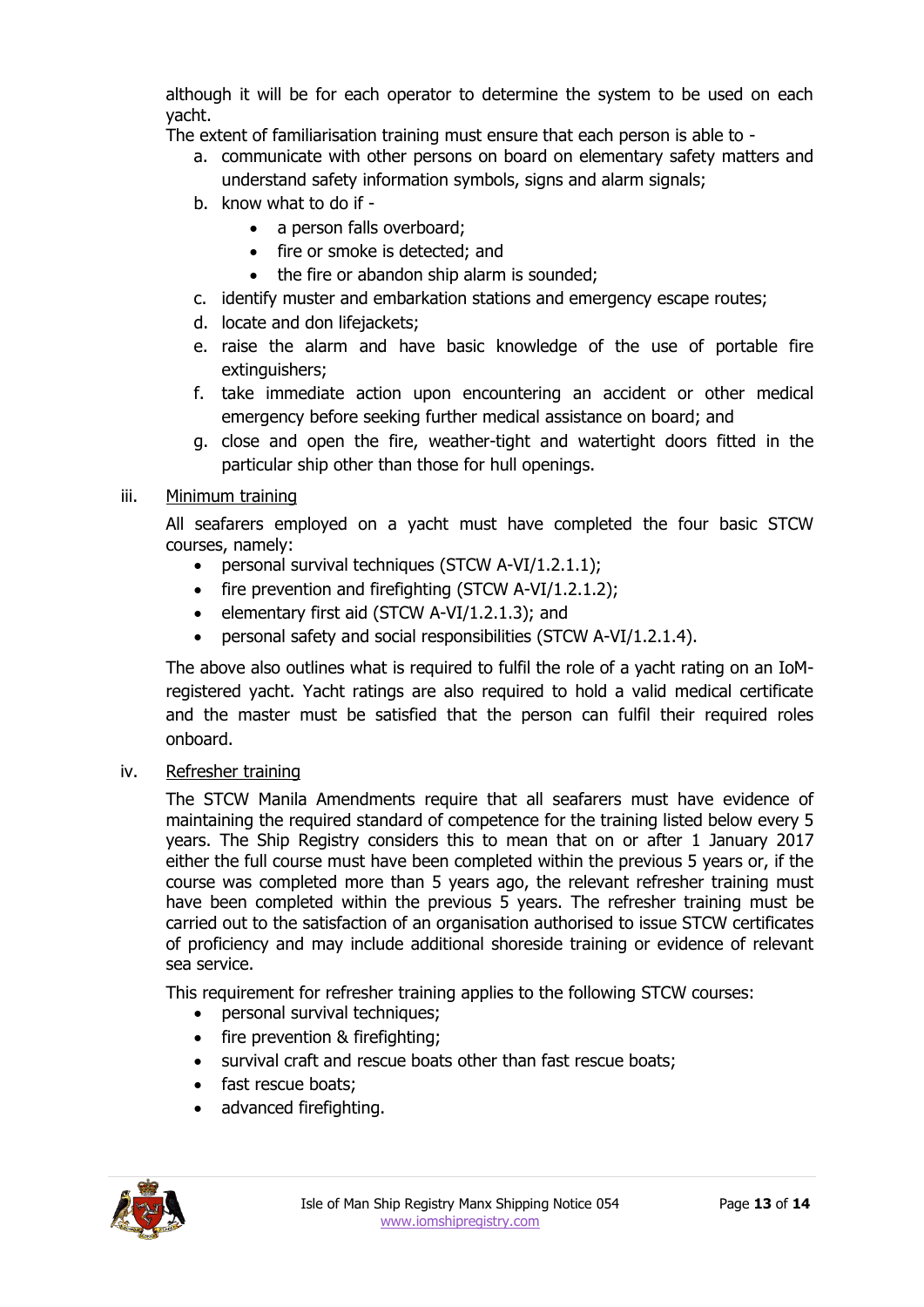although it will be for each operator to determine the system to be used on each yacht.

The extent of familiarisation training must ensure that each person is able to -

a. communicate with other persons on board on elementary safety matters and understand safety information symbols, signs and alarm signals;
b. know what to do if -
   - a person falls overboard;
   - fire or smoke is detected; and
   - the fire or abandon ship alarm is sounded;
c. identify muster and embarkation stations and emergency escape routes;
d. locate and don lifejackets;
e. raise the alarm and have basic knowledge of the use of portable fire extinguishers;
f. take immediate action upon encountering an accident or other medical emergency before seeking further medical assistance on board; and
g. close and open the fire, weather-tight and watertight doors fitted in the particular ship other than those for hull openings.

iii. <u>Minimum training</u>

All seafarers employed on a yacht must have completed the four basic STCW courses, namely:

- personal survival techniques (STCW A-VI/1.2.1.1);
- fire prevention and firefighting (STCW A-VI/1.2.1.2);
- elementary first aid (STCW A-VI/1.2.1.3); and
- personal safety and social responsibilities (STCW A-VI/1.2.1.4).

The above also outlines what is required to fulfil the role of a yacht rating on an IoM-registered yacht. Yacht ratings are also required to hold a valid medical certificate and the master must be satisfied that the person can fulfil their required roles onboard.

iv. <u>Refresher training</u>

The STCW Manila Amendments require that all seafarers must have evidence of maintaining the required standard of competence for the training listed below every 5 years. The Ship Registry considers this to mean that on or after 1 January 2017 either the full course must have been completed within the previous 5 years or, if the course was completed more than 5 years ago, the relevant refresher training must have been completed within the previous 5 years. The refresher training must be carried out to the satisfaction of an organisation authorised to issue STCW certificates of proficiency and may include additional shoreside training or evidence of relevant sea service.

This requirement for refresher training applies to the following STCW courses:

- personal survival techniques;
- fire prevention & firefighting;
- survival craft and rescue boats other than fast rescue boats;
- fast rescue boats;
- advanced firefighting.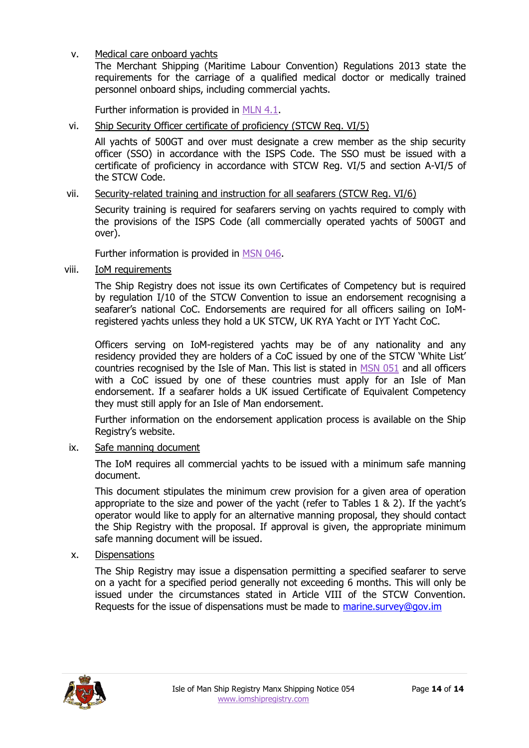v. Medical care onboard yachts

The Merchant Shipping (Maritime Labour Convention) Regulations 2013 state the requirements for the carriage of a qualified medical doctor or medically trained personnel onboard ships, including commercial yachts.

Further information is provided in MLN 4.1.

vi. Ship Security Officer certificate of proficiency (STCW Reg. VI/5)

All yachts of 500GT and over must designate a crew member as the ship security officer (SSO) in accordance with the ISPS Code. The SSO must be issued with a certificate of proficiency in accordance with STCW Reg. VI/5 and section A-VI/5 of the STCW Code.

vii. Security-related training and instruction for all seafarers (STCW Reg. VI/6)

Security training is required for seafarers serving on yachts required to comply with the provisions of the ISPS Code (all commercially operated yachts of 500GT and over).

Further information is provided in MSN 046.

viii. IoM requirements

The Ship Registry does not issue its own Certificates of Competency but is required by regulation I/10 of the STCW Convention to issue an endorsement recognising a seafarer's national CoC. Endorsements are required for all officers sailing on IoM-registered yachts unless they hold a UK STCW, UK RYA Yacht or IYT Yacht CoC.

Officers serving on IoM-registered yachts may be of any nationality and any residency provided they are holders of a CoC issued by one of the STCW 'White List' countries recognised by the Isle of Man. This list is stated in MSN 051 and all officers with a CoC issued by one of these countries must apply for an Isle of Man endorsement. If a seafarer holds a UK issued Certificate of Equivalent Competency they must still apply for an Isle of Man endorsement.

Further information on the endorsement application process is available on the Ship Registry's website.

ix. Safe manning document

The IoM requires all commercial yachts to be issued with a minimum safe manning document.

This document stipulates the minimum crew provision for a given area of operation appropriate to the size and power of the yacht (refer to Tables 1 & 2). If the yacht's operator would like to apply for an alternative manning proposal, they should contact the Ship Registry with the proposal. If approval is given, the appropriate minimum safe manning document will be issued.

x. Dispensations

The Ship Registry may issue a dispensation permitting a specified seafarer to serve on a yacht for a specified period generally not exceeding 6 months. This will only be issued under the circumstances stated in Article VIII of the STCW Convention. Requests for the issue of dispensations must be made to marine.survey@gov.im